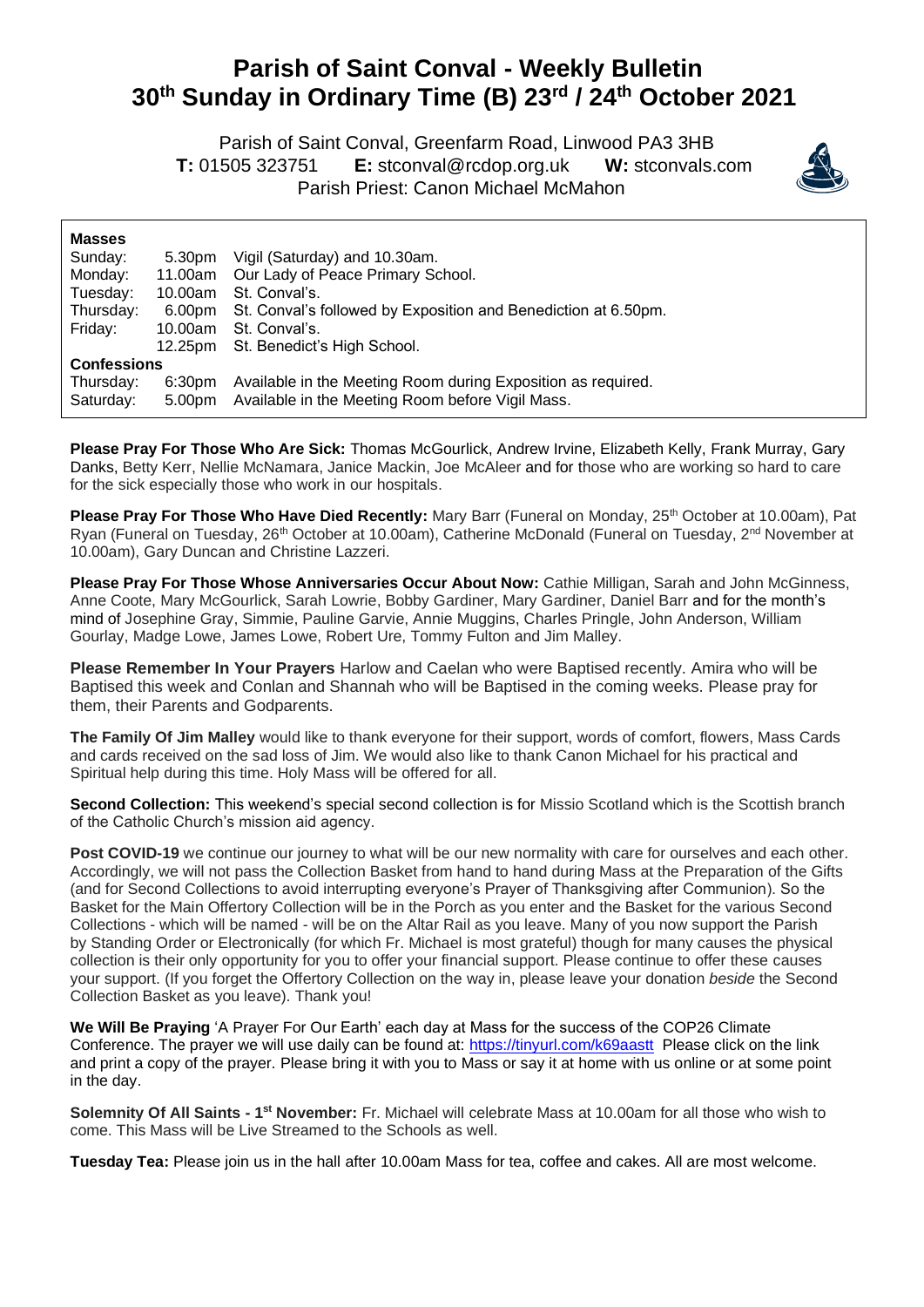# Parish of Saint Conval - Weekly Bulletin
# 30th Sunday in Ordinary Time (B) 23rd / 24th October 2021

Parish of Saint Conval, Greenfarm Road, Linwood PA3 3HB
**T:** 01505 323751 **E:** stconval@rcdop.org.uk **W:** stconvals.com
Parish Priest: Canon Michael McMahon

**Masses**

| | | |
|---|---|---|
| Sunday: | 5.30pm | Vigil (Saturday) and 10.30am. |
| Monday: | 11.00am | Our Lady of Peace Primary School. |
| Tuesday: | 10.00am | St. Conval's. |
| Thursday: | 6.00pm | St. Conval's followed by Exposition and Benediction at 6.50pm. |
| Friday: | 10.00am | St. Conval's. |
| | 12.25pm | St. Benedict's High School. |

**Confessions**

| | | |
|---|---|---|
| Thursday: | 6:30pm | Available in the Meeting Room during Exposition as required. |
| Saturday: | 5.00pm | Available in the Meeting Room before Vigil Mass. |

**Please Pray For Those Who Are Sick:** Thomas McGourlick, Andrew Irvine, Elizabeth Kelly, Frank Murray, Gary Danks, Betty Kerr, Nellie McNamara, Janice Mackin, Joe McAleer and for those who are working so hard to care for the sick especially those who work in our hospitals.

**Please Pray For Those Who Have Died Recently:** Mary Barr (Funeral on Monday, 25th October at 10.00am), Pat Ryan (Funeral on Tuesday, 26th October at 10.00am), Catherine McDonald (Funeral on Tuesday, 2nd November at 10.00am), Gary Duncan and Christine Lazzeri.

**Please Pray For Those Whose Anniversaries Occur About Now:** Cathie Milligan, Sarah and John McGinness, Anne Coote, Mary McGourlick, Sarah Lowrie, Bobby Gardiner, Mary Gardiner, Daniel Barr and for the month's mind of Josephine Gray, Simmie, Pauline Garvie, Annie Muggins, Charles Pringle, John Anderson, William Gourlay, Madge Lowe, James Lowe, Robert Ure, Tommy Fulton and Jim Malley.

**Please Remember In Your Prayers** Harlow and Caelan who were Baptised recently. Amira who will be Baptised this week and Conlan and Shannah who will be Baptised in the coming weeks. Please pray for them, their Parents and Godparents.

**The Family Of Jim Malley** would like to thank everyone for their support, words of comfort, flowers, Mass Cards and cards received on the sad loss of Jim. We would also like to thank Canon Michael for his practical and Spiritual help during this time. Holy Mass will be offered for all.

**Second Collection:** This weekend's special second collection is for Missio Scotland which is the Scottish branch of the Catholic Church's mission aid agency.

**Post COVID-19** we continue our journey to what will be our new normality with care for ourselves and each other. Accordingly, we will not pass the Collection Basket from hand to hand during Mass at the Preparation of the Gifts (and for Second Collections to avoid interrupting everyone's Prayer of Thanksgiving after Communion). So the Basket for the Main Offertory Collection will be in the Porch as you enter and the Basket for the various Second Collections - which will be named - will be on the Altar Rail as you leave. Many of you now support the Parish by Standing Order or Electronically (for which Fr. Michael is most grateful) though for many causes the physical collection is their only opportunity for you to offer your financial support. Please continue to offer these causes your support. (If you forget the Offertory Collection on the way in, please leave your donation *beside* the Second Collection Basket as you leave). Thank you!

**We Will Be Praying** 'A Prayer For Our Earth' each day at Mass for the success of the COP26 Climate Conference. The prayer we will use daily can be found at: https://tinyurl.com/k69aastt Please click on the link and print a copy of the prayer. Please bring it with you to Mass or say it at home with us online or at some point in the day.

**Solemnity Of All Saints - 1st November:** Fr. Michael will celebrate Mass at 10.00am for all those who wish to come. This Mass will be Live Streamed to the Schools as well.

**Tuesday Tea:** Please join us in the hall after 10.00am Mass for tea, coffee and cakes. All are most welcome.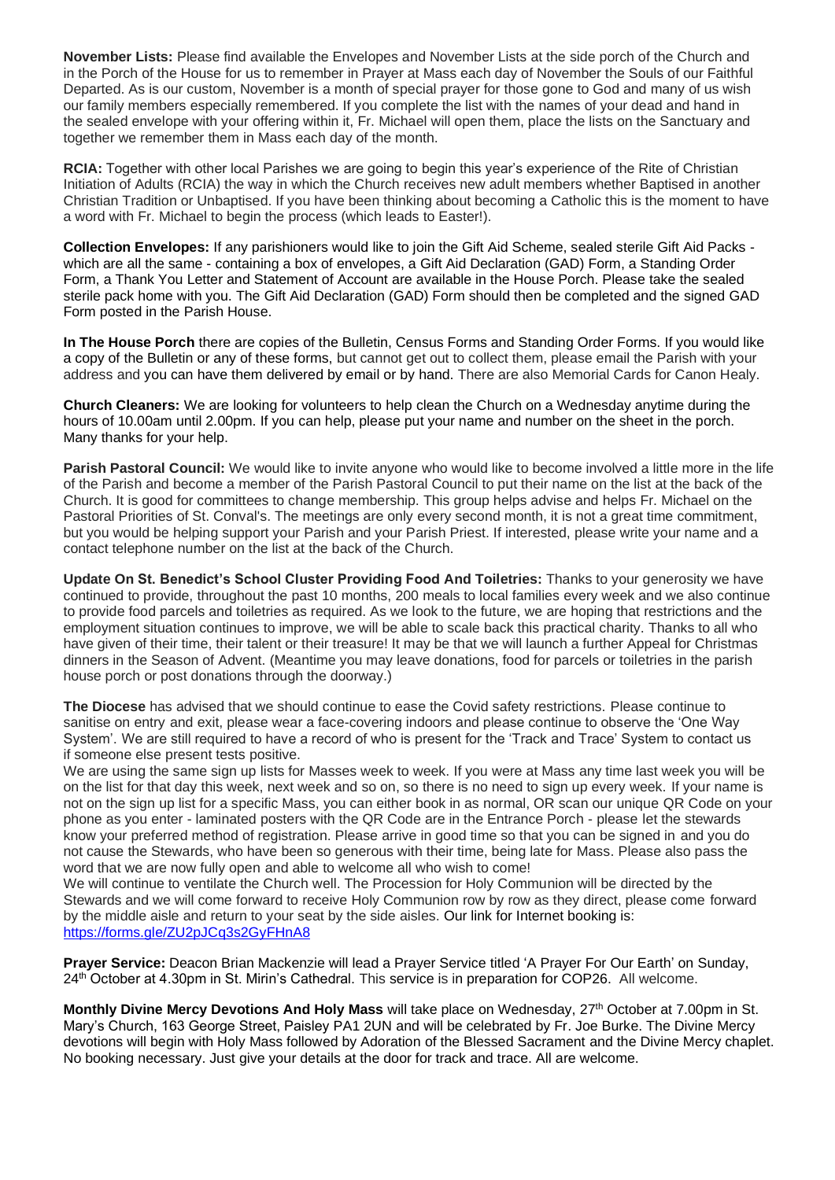**November Lists:** Please find available the Envelopes and November Lists at the side porch of the Church and in the Porch of the House for us to remember in Prayer at Mass each day of November the Souls of our Faithful Departed. As is our custom, November is a month of special prayer for those gone to God and many of us wish our family members especially remembered. If you complete the list with the names of your dead and hand in the sealed envelope with your offering within it, Fr. Michael will open them, place the lists on the Sanctuary and together we remember them in Mass each day of the month.

**RCIA:** Together with other local Parishes we are going to begin this year's experience of the Rite of Christian Initiation of Adults (RCIA) the way in which the Church receives new adult members whether Baptised in another Christian Tradition or Unbaptised. If you have been thinking about becoming a Catholic this is the moment to have a word with Fr. Michael to begin the process (which leads to Easter!).

**Collection Envelopes:** If any parishioners would like to join the Gift Aid Scheme, sealed sterile Gift Aid Packs - which are all the same - containing a box of envelopes, a Gift Aid Declaration (GAD) Form, a Standing Order Form, a Thank You Letter and Statement of Account are available in the House Porch. Please take the sealed sterile pack home with you. The Gift Aid Declaration (GAD) Form should then be completed and the signed GAD Form posted in the Parish House.

**In The House Porch** there are copies of the Bulletin, Census Forms and Standing Order Forms. If you would like a copy of the Bulletin or any of these forms, but cannot get out to collect them, please email the Parish with your address and you can have them delivered by email or by hand. There are also Memorial Cards for Canon Healy.

**Church Cleaners:** We are looking for volunteers to help clean the Church on a Wednesday anytime during the hours of 10.00am until 2.00pm. If you can help, please put your name and number on the sheet in the porch. Many thanks for your help.

**Parish Pastoral Council:** We would like to invite anyone who would like to become involved a little more in the life of the Parish and become a member of the Parish Pastoral Council to put their name on the list at the back of the Church. It is good for committees to change membership. This group helps advise and helps Fr. Michael on the Pastoral Priorities of St. Conval's. The meetings are only every second month, it is not a great time commitment, but you would be helping support your Parish and your Parish Priest. If interested, please write your name and a contact telephone number on the list at the back of the Church.

**Update On St. Benedict's School Cluster Providing Food And Toiletries:** Thanks to your generosity we have continued to provide, throughout the past 10 months, 200 meals to local families every week and we also continue to provide food parcels and toiletries as required. As we look to the future, we are hoping that restrictions and the employment situation continues to improve, we will be able to scale back this practical charity. Thanks to all who have given of their time, their talent or their treasure! It may be that we will launch a further Appeal for Christmas dinners in the Season of Advent. (Meantime you may leave donations, food for parcels or toiletries in the parish house porch or post donations through the doorway.)

**The Diocese** has advised that we should continue to ease the Covid safety restrictions. Please continue to sanitise on entry and exit, please wear a face-covering indoors and please continue to observe the 'One Way System'. We are still required to have a record of who is present for the 'Track and Trace' System to contact us if someone else present tests positive.

We are using the same sign up lists for Masses week to week. If you were at Mass any time last week you will be on the list for that day this week, next week and so on, so there is no need to sign up every week. If your name is not on the sign up list for a specific Mass, you can either book in as normal, OR scan our unique QR Code on your phone as you enter - laminated posters with the QR Code are in the Entrance Porch - please let the stewards know your preferred method of registration. Please arrive in good time so that you can be signed in and you do not cause the Stewards, who have been so generous with their time, being late for Mass. Please also pass the word that we are now fully open and able to welcome all who wish to come!

We will continue to ventilate the Church well. The Procession for Holy Communion will be directed by the Stewards and we will come forward to receive Holy Communion row by row as they direct, please come forward by the middle aisle and return to your seat by the side aisles. Our link for Internet booking is: https://forms.gle/ZU2pJCq3s2GyFHnA8

**Prayer Service:** Deacon Brian Mackenzie will lead a Prayer Service titled 'A Prayer For Our Earth' on Sunday, 24th October at 4.30pm in St. Mirin's Cathedral. This service is in preparation for COP26. All welcome.

**Monthly Divine Mercy Devotions And Holy Mass** will take place on Wednesday, 27th October at 7.00pm in St. Mary's Church, 163 George Street, Paisley PA1 2UN and will be celebrated by Fr. Joe Burke. The Divine Mercy devotions will begin with Holy Mass followed by Adoration of the Blessed Sacrament and the Divine Mercy chaplet. No booking necessary. Just give your details at the door for track and trace. All are welcome.